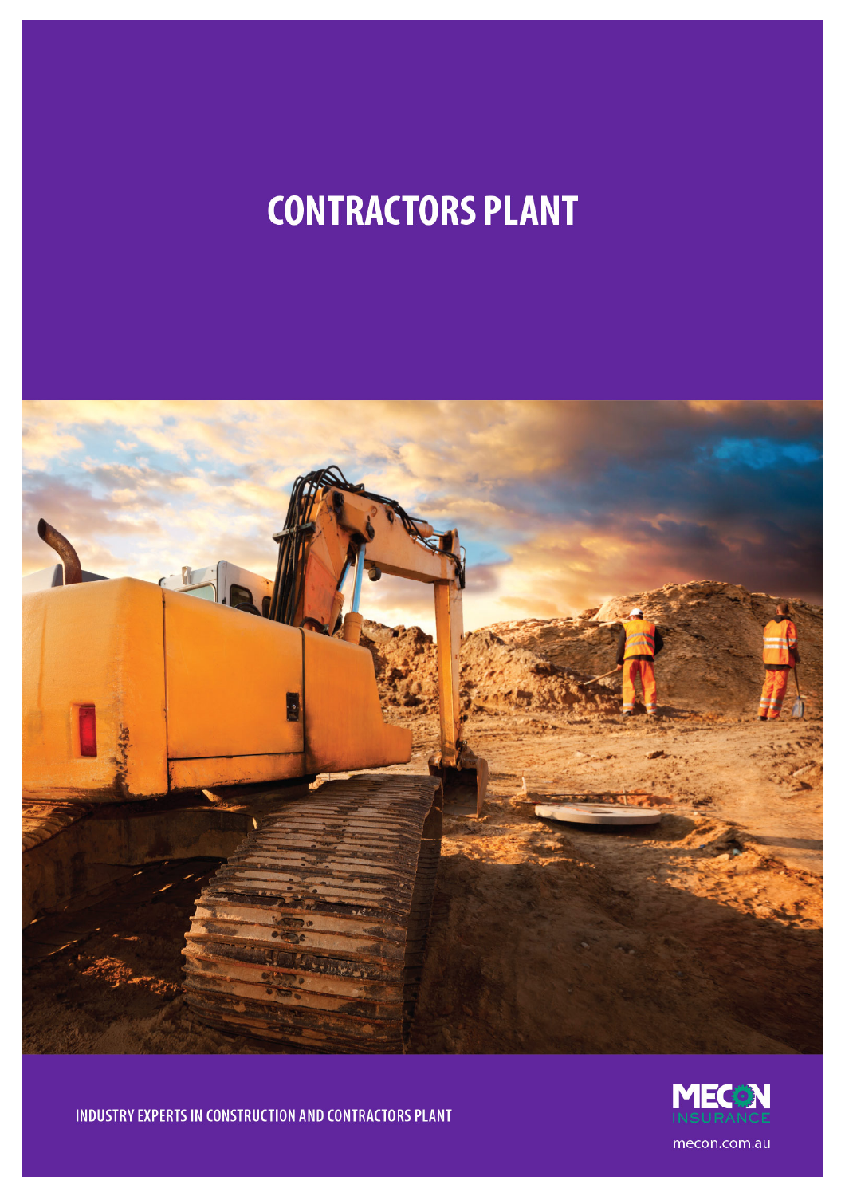# CONTRACTORS PLANT

INDUSTRY EXPERTS IN CONSTRUCTION AND CONTRACTORS PLANT

MECON INSURANCE

mecon.com.au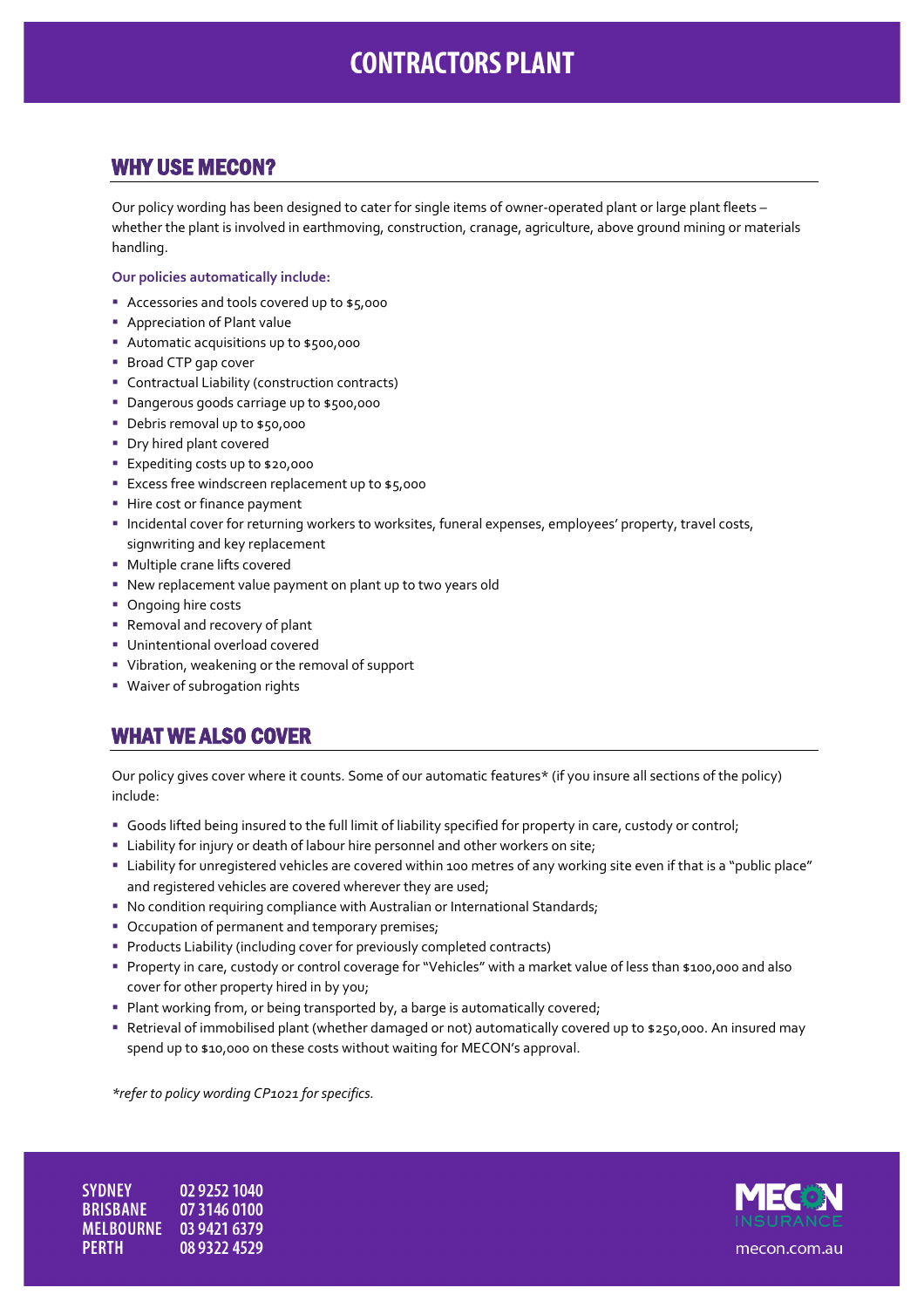# CONTRACTORS PLANT

## WHY USE MECON?

Our policy wording has been designed to cater for single items of owner-operated plant or large plant fleets – whether the plant is involved in earthmoving, construction, cranage, agriculture, above ground mining or materials handling.

**Our policies automatically include:**

- Accessories and tools covered up to $5,000
- Appreciation of Plant value
- Automatic acquisitions up to $500,000
- Broad CTP gap cover
- Contractual Liability (construction contracts)
- Dangerous goods carriage up to $500,000
- Debris removal up to $50,000
- Dry hired plant covered
- Expediting costs up to $20,000
- Excess free windscreen replacement up to $5,000
- Hire cost or finance payment
- Incidental cover for returning workers to worksites, funeral expenses, employees' property, travel costs, signwriting and key replacement
- Multiple crane lifts covered
- New replacement value payment on plant up to two years old
- Ongoing hire costs
- Removal and recovery of plant
- Unintentional overload covered
- Vibration, weakening or the removal of support
- Waiver of subrogation rights

## WHAT WE ALSO COVER

Our policy gives cover where it counts. Some of our automatic features* (if you insure all sections of the policy) include:

- Goods lifted being insured to the full limit of liability specified for property in care, custody or control;
- Liability for injury or death of labour hire personnel and other workers on site;
- Liability for unregistered vehicles are covered within 100 metres of any working site even if that is a "public place" and registered vehicles are covered wherever they are used;
- No condition requiring compliance with Australian or International Standards;
- Occupation of permanent and temporary premises;
- Products Liability (including cover for previously completed contracts)
- Property in care, custody or control coverage for "Vehicles" with a market value of less than $100,000 and also cover for other property hired in by you;
- Plant working from, or being transported by, a barge is automatically covered;
- Retrieval of immobilised plant (whether damaged or not) automatically covered up to $250,000. An insured may spend up to $10,000 on these costs without waiting for MECON's approval.

*\*refer to policy wording CP1021 for specifics.*

SYDNEY 02 9252 1040
BRISBANE 07 3146 0100
MELBOURNE 03 9421 6379
PERTH 08 9322 4529

MECON INSURANCE
mecon.com.au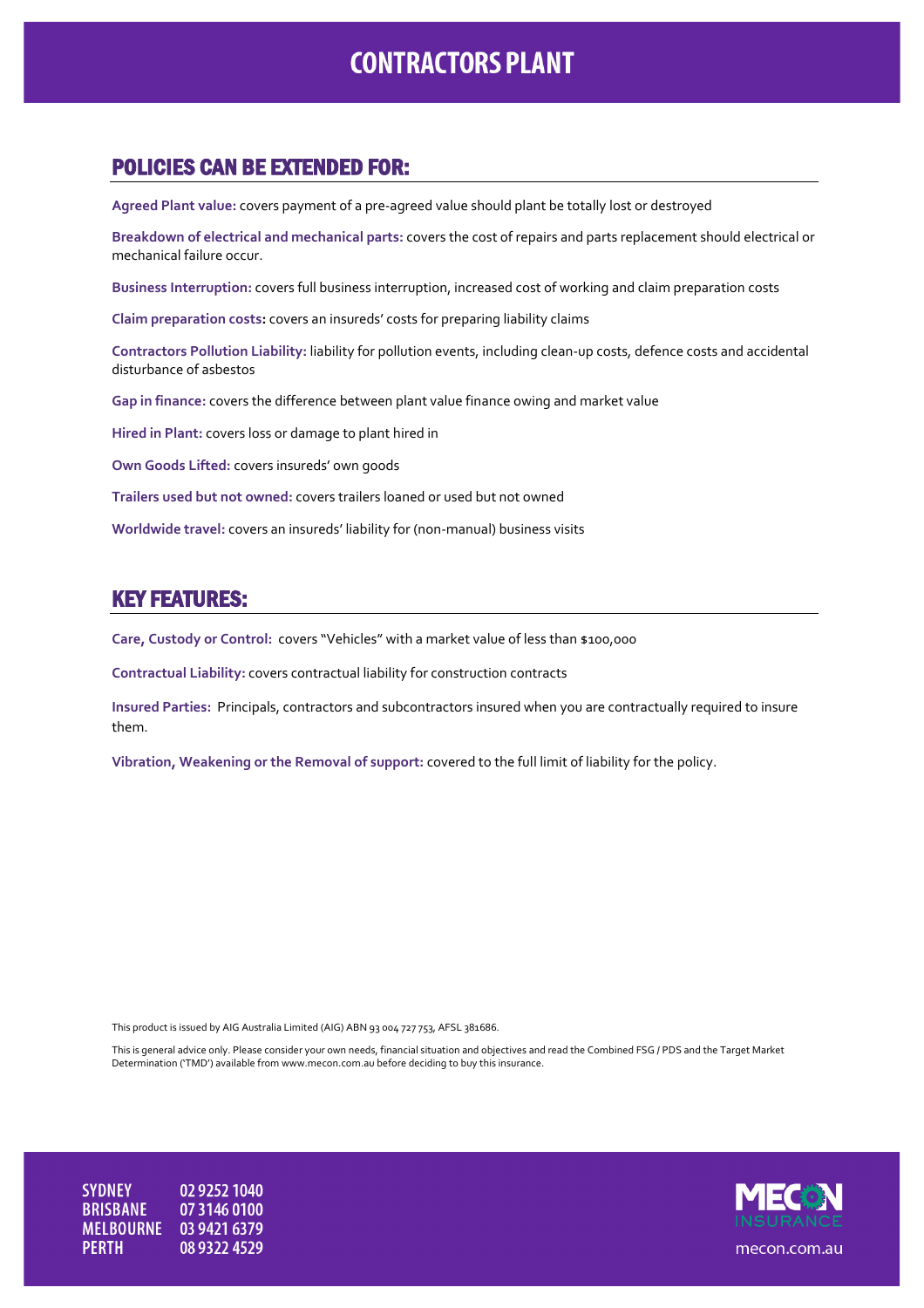# CONTRACTORS PLANT

## POLICIES CAN BE EXTENDED FOR:

**Agreed Plant value:** covers payment of a pre-agreed value should plant be totally lost or destroyed

**Breakdown of electrical and mechanical parts:** covers the cost of repairs and parts replacement should electrical or mechanical failure occur.

**Business Interruption:** covers full business interruption, increased cost of working and claim preparation costs

**Claim preparation costs:** covers an insureds' costs for preparing liability claims

**Contractors Pollution Liability:** liability for pollution events, including clean-up costs, defence costs and accidental disturbance of asbestos

**Gap in finance:** covers the difference between plant value finance owing and market value

**Hired in Plant:** covers loss or damage to plant hired in

**Own Goods Lifted:** covers insureds' own goods

**Trailers used but not owned:** covers trailers loaned or used but not owned

**Worldwide travel:** covers an insureds' liability for (non-manual) business visits

## KEY FEATURES:

**Care, Custody or Control:** covers "Vehicles" with a market value of less than $100,000

**Contractual Liability:** covers contractual liability for construction contracts

**Insured Parties:** Principals, contractors and subcontractors insured when you are contractually required to insure them.

**Vibration, Weakening or the Removal of support:** covered to the full limit of liability for the policy.

This product is issued by AIG Australia Limited (AIG) ABN 93 004 727 753, AFSL 381686.

This is general advice only. Please consider your own needs, financial situation and objectives and read the Combined FSG / PDS and the Target Market Determination ('TMD') available from www.mecon.com.au before deciding to buy this insurance.

SYDNEY 02 9252 1040
BRISBANE 07 3146 0100
MELBOURNE 03 9421 6379
PERTH 08 9322 4529

MECON INSURANCE
mecon.com.au